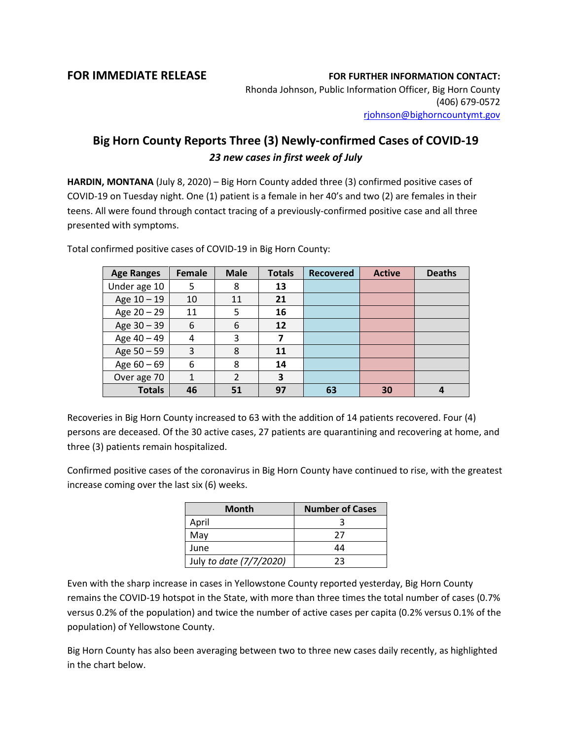**FOR IMMEDIATE RELEASE**

**FOR FURTHER INFORMATION CONTACT:**
Rhonda Johnson, Public Information Officer, Big Horn County
(406) 679-0572
rjohnson@bighorncountymt.gov

# Big Horn County Reports Three (3) Newly-confirmed Cases of COVID-19

***23 new cases in first week of July***

**HARDIN, MONTANA** (July 8, 2020) – Big Horn County added three (3) confirmed positive cases of COVID-19 on Tuesday night. One (1) patient is a female in her 40's and two (2) are females in their teens. All were found through contact tracing of a previously-confirmed positive case and all three presented with symptoms.

Total confirmed positive cases of COVID-19 in Big Horn County:

| Age Ranges | Female | Male | Totals | Recovered | Active | Deaths |
|---|---|---|---|---|---|---|
| Under age 10 | 5 | 8 | **13** | | | |
| Age 10 – 19 | 10 | 11 | **21** | | | |
| Age 20 – 29 | 11 | 5 | **16** | | | |
| Age 30 – 39 | 6 | 6 | **12** | | | |
| Age 40 – 49 | 4 | 3 | **7** | | | |
| Age 50 – 59 | 3 | 8 | **11** | | | |
| Age 60 – 69 | 6 | 8 | **14** | | | |
| Over age 70 | 1 | 2 | **3** | | | |
| **Totals** | **46** | **51** | **97** | **63** | **30** | **4** |

Recoveries in Big Horn County increased to 63 with the addition of 14 patients recovered. Four (4) persons are deceased. Of the 30 active cases, 27 patients are quarantining and recovering at home, and three (3) patients remain hospitalized.

Confirmed positive cases of the coronavirus in Big Horn County have continued to rise, with the greatest increase coming over the last six (6) weeks.

| Month | Number of Cases |
|---|---|
| April | 3 |
| May | 27 |
| June | 44 |
| July *to date (7/7/2020)* | 23 |

Even with the sharp increase in cases in Yellowstone County reported yesterday, Big Horn County remains the COVID-19 hotspot in the State, with more than three times the total number of cases (0.7% versus 0.2% of the population) and twice the number of active cases per capita (0.2% versus 0.1% of the population) of Yellowstone County.

Big Horn County has also been averaging between two to three new cases daily recently, as highlighted in the chart below.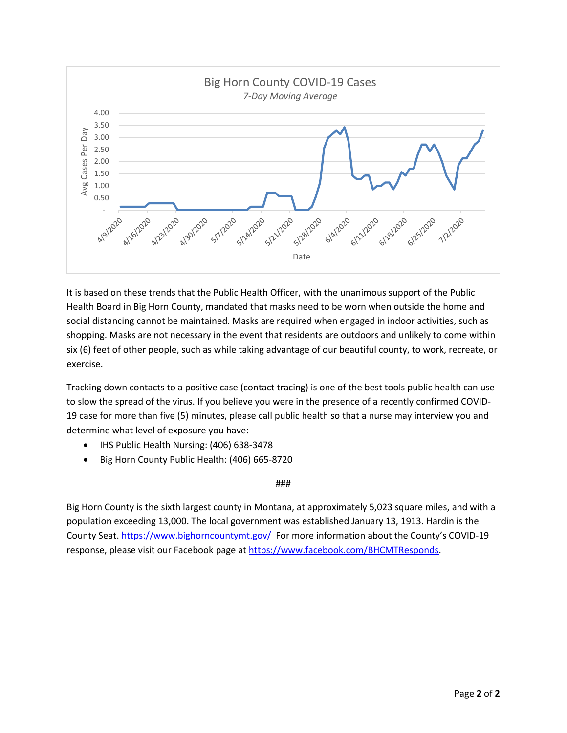Big Horn County COVID-19 Cases

*7-Day Moving Average*

Avg Cases Per Day

4.00
3.50
3.00
2.50
2.00
1.50
1.00
0.50
-

4/9/2020 4/16/2020 4/23/2020 4/30/2020 5/7/2020 5/14/2020 5/21/2020 5/28/2020 6/4/2020 6/11/2020 6/18/2020 6/25/2020 7/2/2020

Date

It is based on these trends that the Public Health Officer, with the unanimous support of the Public Health Board in Big Horn County, mandated that masks need to be worn when outside the home and social distancing cannot be maintained. Masks are required when engaged in indoor activities, such as shopping. Masks are not necessary in the event that residents are outdoors and unlikely to come within six (6) feet of other people, such as while taking advantage of our beautiful county, to work, recreate, or exercise.

Tracking down contacts to a positive case (contact tracing) is one of the best tools public health can use to slow the spread of the virus. If you believe you were in the presence of a recently confirmed COVID-19 case for more than five (5) minutes, please call public health so that a nurse may interview you and determine what level of exposure you have:

- IHS Public Health Nursing: (406) 638-3478
- Big Horn County Public Health: (406) 665-8720

###

Big Horn County is the sixth largest county in Montana, at approximately 5,023 square miles, and with a population exceeding 13,000. The local government was established January 13, 1913. Hardin is the County Seat. [https://www.bighorncountymt.gov/](https://www.bighorncountymt.gov/) For more information about the County's COVID-19 response, please visit our Facebook page at [https://www.facebook.com/BHCMTResponds](https://www.facebook.com/BHCMTResponds).